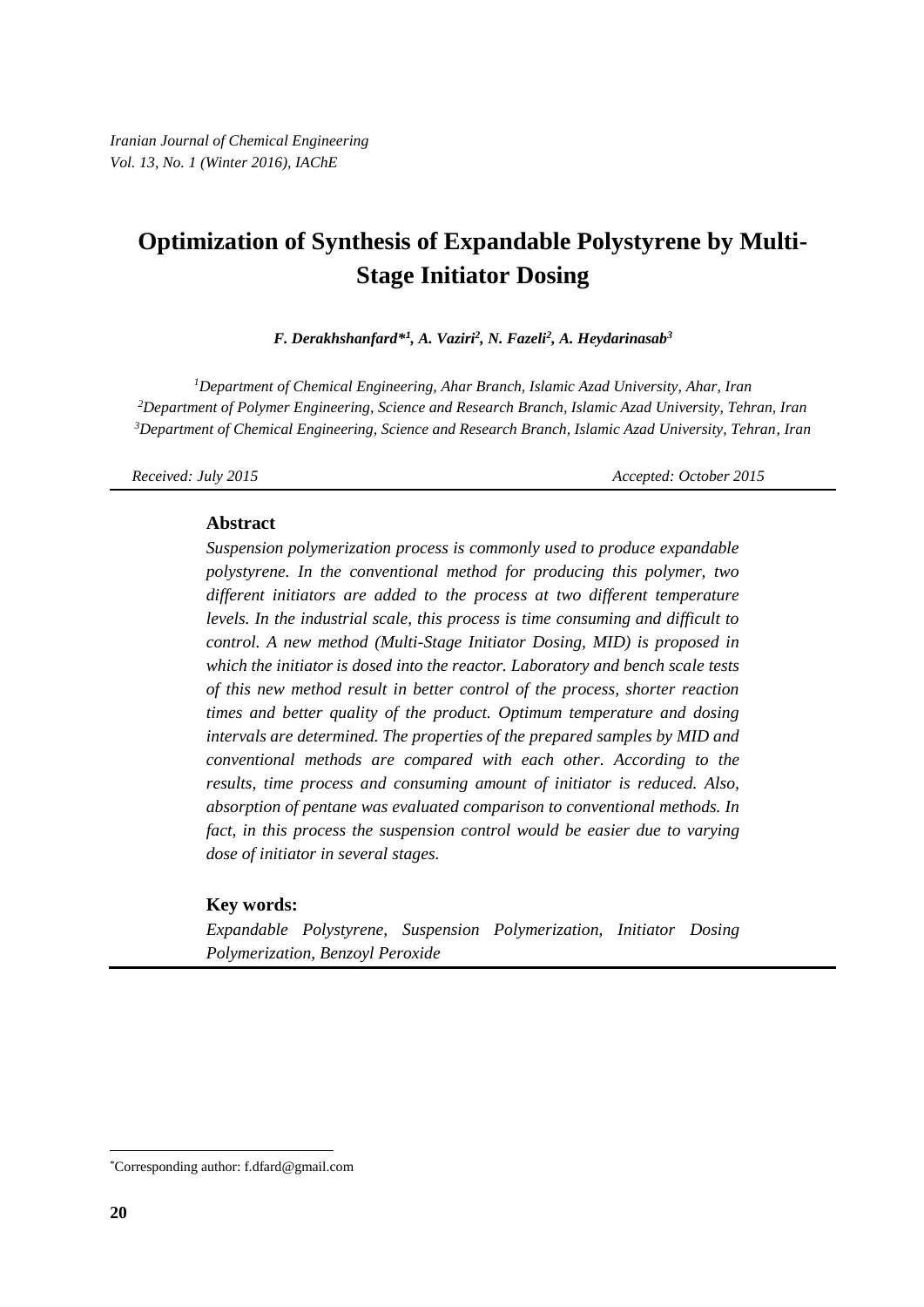# Optimization of Synthesis of Expandable Polystyrene by Multi-Stage Initiator Dosing

***F. Derakhshanfard*[1], A. Vaziri[2], N. Fazeli[2], A. Heydarinasab[3]***

*[1]Department of Chemical Engineering, Ahar Branch, Islamic Azad University, Ahar, Iran*
*[2]Department of Polymer Engineering, Science and Research Branch, Islamic Azad University, Tehran, Iran*
*[3]Department of Chemical Engineering, Science and Research Branch, Islamic Azad University, Tehran, Iran*

*Received: July 2015* *Accepted: October 2015*

## Abstract

*Suspension polymerization process is commonly used to produce expandable polystyrene. In the conventional method for producing this polymer, two different initiators are added to the process at two different temperature levels. In the industrial scale, this process is time consuming and difficult to control. A new method (Multi-Stage Initiator Dosing, MID) is proposed in which the initiator is dosed into the reactor. Laboratory and bench scale tests of this new method result in better control of the process, shorter reaction times and better quality of the product. Optimum temperature and dosing intervals are determined. The properties of the prepared samples by MID and conventional methods are compared with each other. According to the results, time process and consuming amount of initiator is reduced. Also, absorption of pentane was evaluated comparison to conventional methods. In fact, in this process the suspension control would be easier due to varying dose of initiator in several stages.*

## Key words:

*Expandable Polystyrene, Suspension Polymerization, Initiator Dosing Polymerization, Benzoyl Peroxide*

*Corresponding author: f.dfard@gmail.com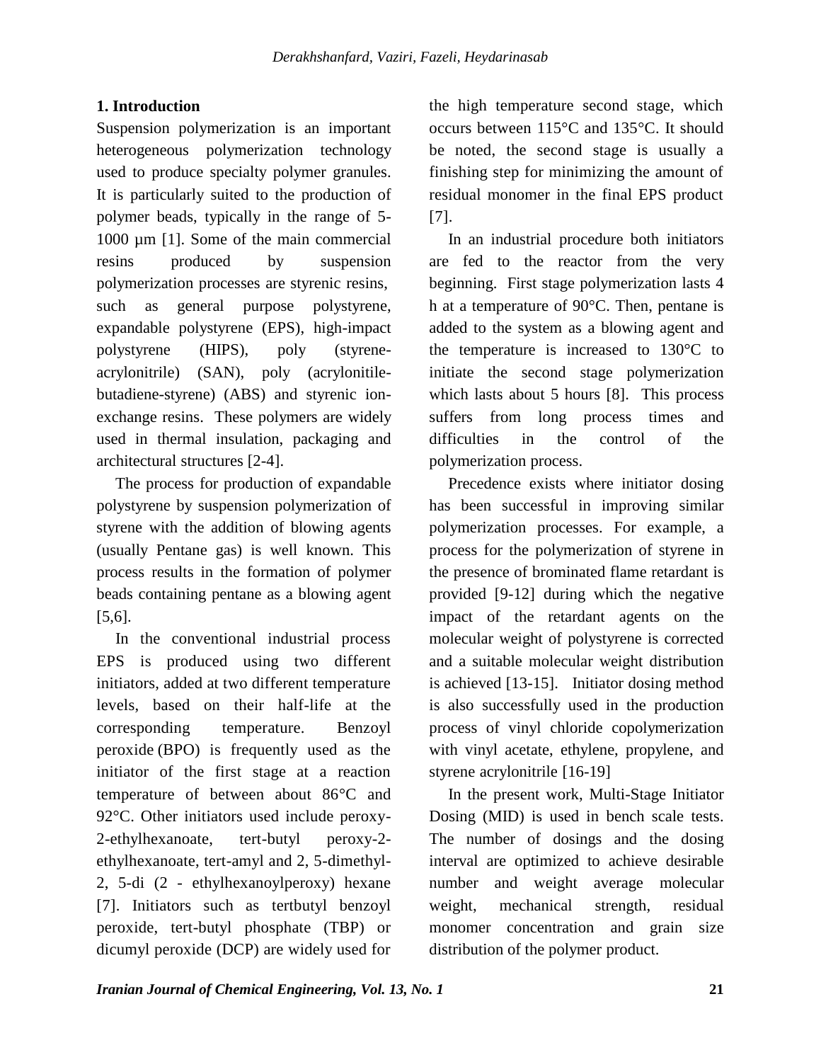## 1. Introduction

Suspension polymerization is an important heterogeneous polymerization technology used to produce specialty polymer granules. It is particularly suited to the production of polymer beads, typically in the range of 5-1000 µm [1]. Some of the main commercial resins produced by suspension polymerization processes are styrenic resins, such as general purpose polystyrene, expandable polystyrene (EPS), high-impact polystyrene (HIPS), poly (styrene-acrylonitrile) (SAN), poly (acrylonitile-butadiene-styrene) (ABS) and styrenic ion-exchange resins. These polymers are widely used in thermal insulation, packaging and architectural structures [2-4].

The process for production of expandable polystyrene by suspension polymerization of styrene with the addition of blowing agents (usually Pentane gas) is well known. This process results in the formation of polymer beads containing pentane as a blowing agent [5,6].

In the conventional industrial process EPS is produced using two different initiators, added at two different temperature levels, based on their half-life at the corresponding temperature. Benzoyl peroxide (BPO) is frequently used as the initiator of the first stage at a reaction temperature of between about 86°C and 92°C. Other initiators used include peroxy-2-ethylhexanoate, tert-butyl peroxy-2-ethylhexanoate, tert-amyl and 2, 5-dimethyl-2, 5-di (2 - ethylhexanoylperoxy) hexane [7]. Initiators such as tertbutyl benzoyl peroxide, tert-butyl phosphate (TBP) or dicumyl peroxide (DCP) are widely used for the high temperature second stage, which occurs between 115°C and 135°C. It should be noted, the second stage is usually a finishing step for minimizing the amount of residual monomer in the final EPS product [7].

In an industrial procedure both initiators are fed to the reactor from the very beginning. First stage polymerization lasts 4 h at a temperature of 90°C. Then, pentane is added to the system as a blowing agent and the temperature is increased to 130°C to initiate the second stage polymerization which lasts about 5 hours [8]. This process suffers from long process times and difficulties in the control of the polymerization process.

Precedence exists where initiator dosing has been successful in improving similar polymerization processes. For example, a process for the polymerization of styrene in the presence of brominated flame retardant is provided [9-12] during which the negative impact of the retardant agents on the molecular weight of polystyrene is corrected and a suitable molecular weight distribution is achieved [13-15]. Initiator dosing method is also successfully used in the production process of vinyl chloride copolymerization with vinyl acetate, ethylene, propylene, and styrene acrylonitrile [16-19]

In the present work, Multi-Stage Initiator Dosing (MID) is used in bench scale tests. The number of dosings and the dosing interval are optimized to achieve desirable number and weight average molecular weight, mechanical strength, residual monomer concentration and grain size distribution of the polymer product.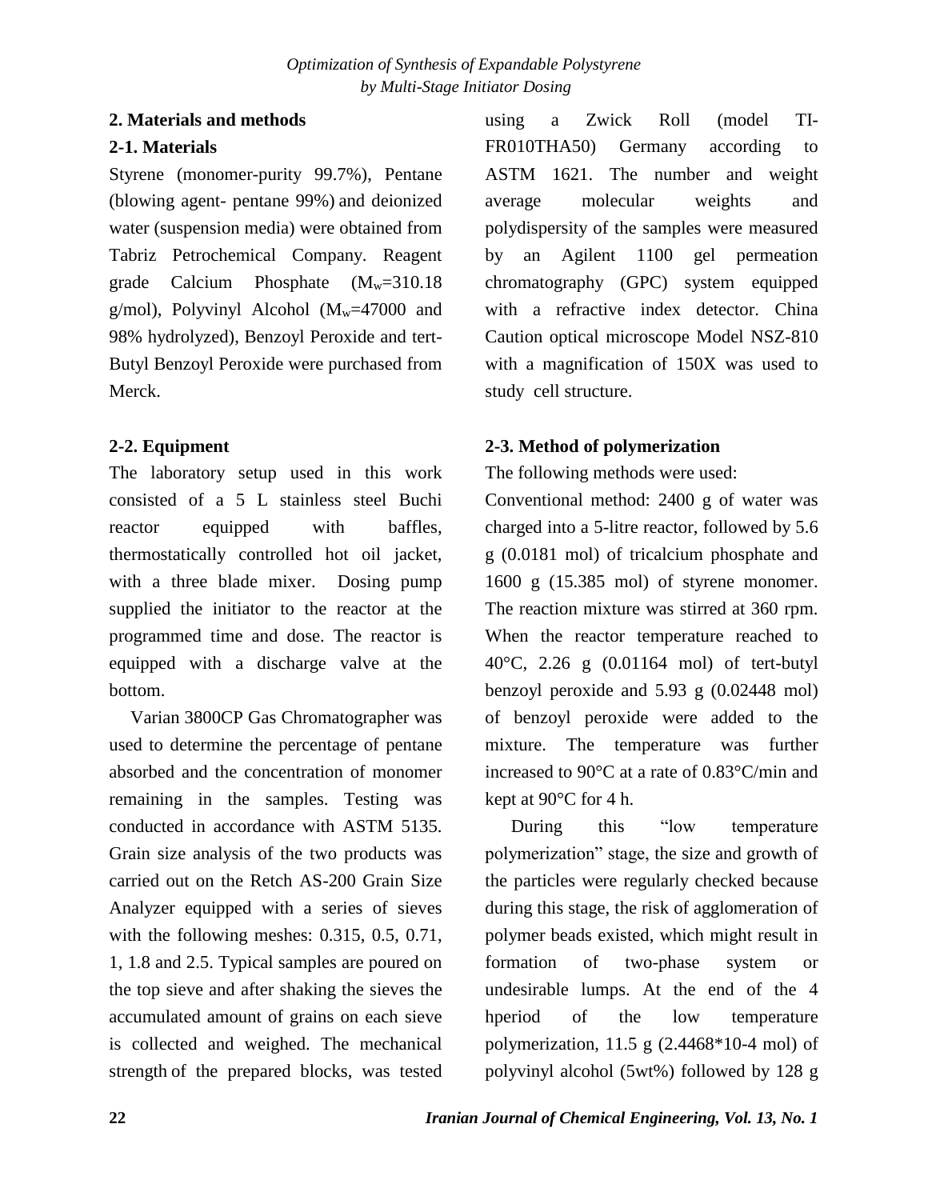## 2. Materials and methods

### 2-1. Materials

Styrene (monomer-purity 99.7%), Pentane (blowing agent- pentane 99%) and deionized water (suspension media) were obtained from Tabriz Petrochemical Company. Reagent grade Calcium Phosphate ($M_w$=310.18 g/mol), Polyvinyl Alcohol ($M_w$=47000 and 98% hydrolyzed), Benzoyl Peroxide and tert-Butyl Benzoyl Peroxide were purchased from Merck.

### 2-2. Equipment

The laboratory setup used in this work consisted of a 5 L stainless steel Buchi reactor equipped with baffles, thermostatically controlled hot oil jacket, with a three blade mixer. Dosing pump supplied the initiator to the reactor at the programmed time and dose. The reactor is equipped with a discharge valve at the bottom.

Varian 3800CP Gas Chromatographer was used to determine the percentage of pentane absorbed and the concentration of monomer remaining in the samples. Testing was conducted in accordance with ASTM 5135. Grain size analysis of the two products was carried out on the Retch AS-200 Grain Size Analyzer equipped with a series of sieves with the following meshes: 0.315, 0.5, 0.71, 1, 1.8 and 2.5. Typical samples are poured on the top sieve and after shaking the sieves the accumulated amount of grains on each sieve is collected and weighed. The mechanical strength of the prepared blocks, was tested using a Zwick Roll (model TI-FR010THA50) Germany according to ASTM 1621. The number and weight average molecular weights and polydispersity of the samples were measured by an Agilent 1100 gel permeation chromatography (GPC) system equipped with a refractive index detector. China Caution optical microscope Model NSZ-810 with a magnification of 150X was used to study cell structure.

### 2-3. Method of polymerization

The following methods were used:

Conventional method: 2400 g of water was charged into a 5-litre reactor, followed by 5.6 g (0.0181 mol) of tricalcium phosphate and 1600 g (15.385 mol) of styrene monomer. The reaction mixture was stirred at 360 rpm. When the reactor temperature reached to 40°C, 2.26 g (0.01164 mol) of tert-butyl benzoyl peroxide and 5.93 g (0.02448 mol) of benzoyl peroxide were added to the mixture. The temperature was further increased to 90°C at a rate of 0.83°C/min and kept at 90°C for 4 h.

During this "low temperature polymerization" stage, the size and growth of the particles were regularly checked because during this stage, the risk of agglomeration of polymer beads existed, which might result in formation of two-phase system or undesirable lumps. At the end of the 4 hperiod of the low temperature polymerization, 11.5 g ($2.4468 \times 10^{-4}$ mol) of polyvinyl alcohol (5wt%) followed by 128 g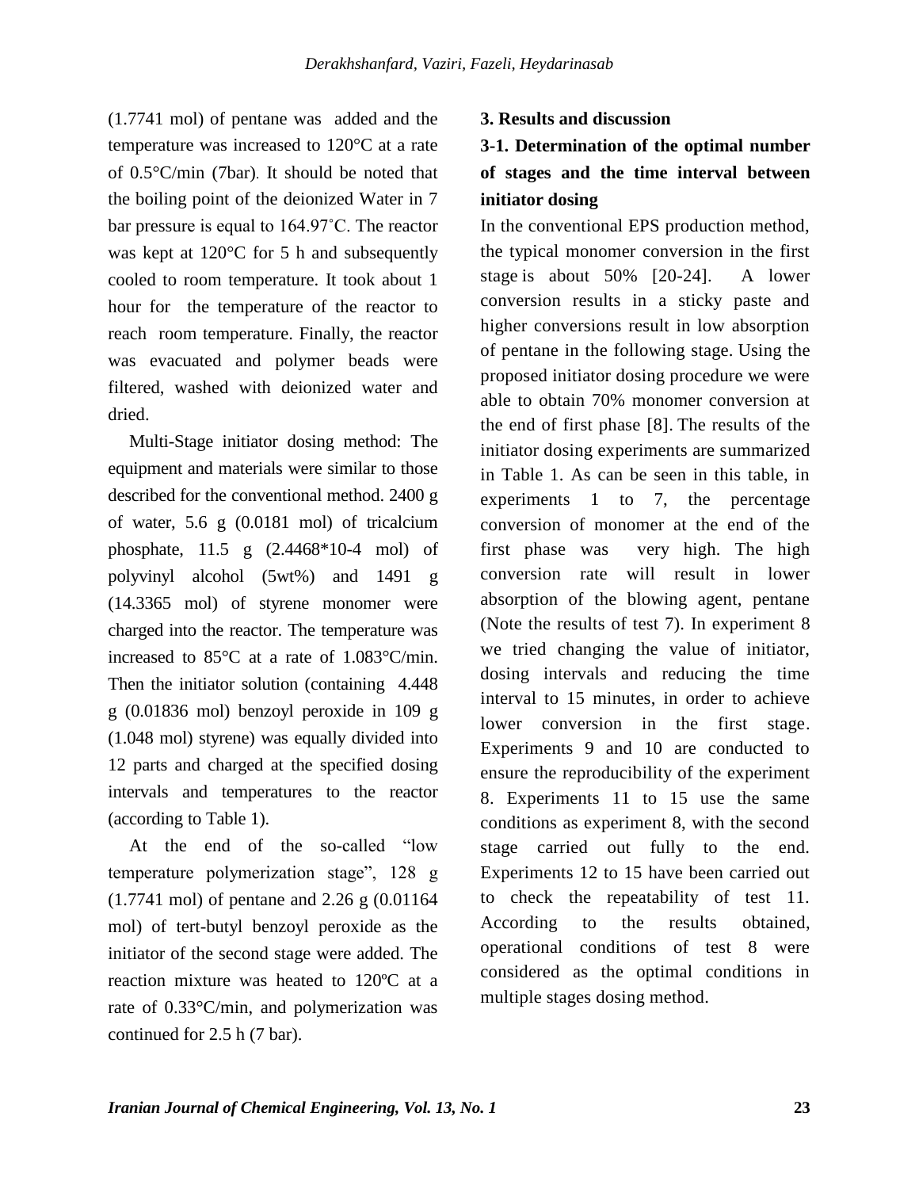(1.7741 mol) of pentane was added and the temperature was increased to 120°C at a rate of 0.5°C/min (7bar). It should be noted that the boiling point of the deionized Water in 7 bar pressure is equal to 164.97˚C. The reactor was kept at 120°C for 5 h and subsequently cooled to room temperature. It took about 1 hour for the temperature of the reactor to reach room temperature. Finally, the reactor was evacuated and polymer beads were filtered, washed with deionized water and dried.

Multi-Stage initiator dosing method: The equipment and materials were similar to those described for the conventional method. 2400 g of water, 5.6 g (0.0181 mol) of tricalcium phosphate, 11.5 g ($2.4468 \times 10^{-4}$ mol) of polyvinyl alcohol (5wt%) and 1491 g (14.3365 mol) of styrene monomer were charged into the reactor. The temperature was increased to 85°C at a rate of 1.083°C/min. Then the initiator solution (containing 4.448 g (0.01836 mol) benzoyl peroxide in 109 g (1.048 mol) styrene) was equally divided into 12 parts and charged at the specified dosing intervals and temperatures to the reactor (according to Table 1).

At the end of the so-called "low temperature polymerization stage", 128 g (1.7741 mol) of pentane and 2.26 g (0.01164 mol) of tert-butyl benzoyl peroxide as the initiator of the second stage were added. The reaction mixture was heated to 120ºC at a rate of 0.33°C/min, and polymerization was continued for 2.5 h (7 bar).

## 3. Results and discussion

### 3-1. Determination of the optimal number of stages and the time interval between initiator dosing

In the conventional EPS production method, the typical monomer conversion in the first stage is about 50% [20-24]. A lower conversion results in a sticky paste and higher conversions result in low absorption of pentane in the following stage. Using the proposed initiator dosing procedure we were able to obtain 70% monomer conversion at the end of first phase [8]. The results of the initiator dosing experiments are summarized in Table 1. As can be seen in this table, in experiments 1 to 7, the percentage conversion of monomer at the end of the first phase was very high. The high conversion rate will result in lower absorption of the blowing agent, pentane (Note the results of test 7). In experiment 8 we tried changing the value of initiator, dosing intervals and reducing the time interval to 15 minutes, in order to achieve lower conversion in the first stage. Experiments 9 and 10 are conducted to ensure the reproducibility of the experiment 8. Experiments 11 to 15 use the same conditions as experiment 8, with the second stage carried out fully to the end. Experiments 12 to 15 have been carried out to check the repeatability of test 11. According to the results obtained, operational conditions of test 8 were considered as the optimal conditions in multiple stages dosing method.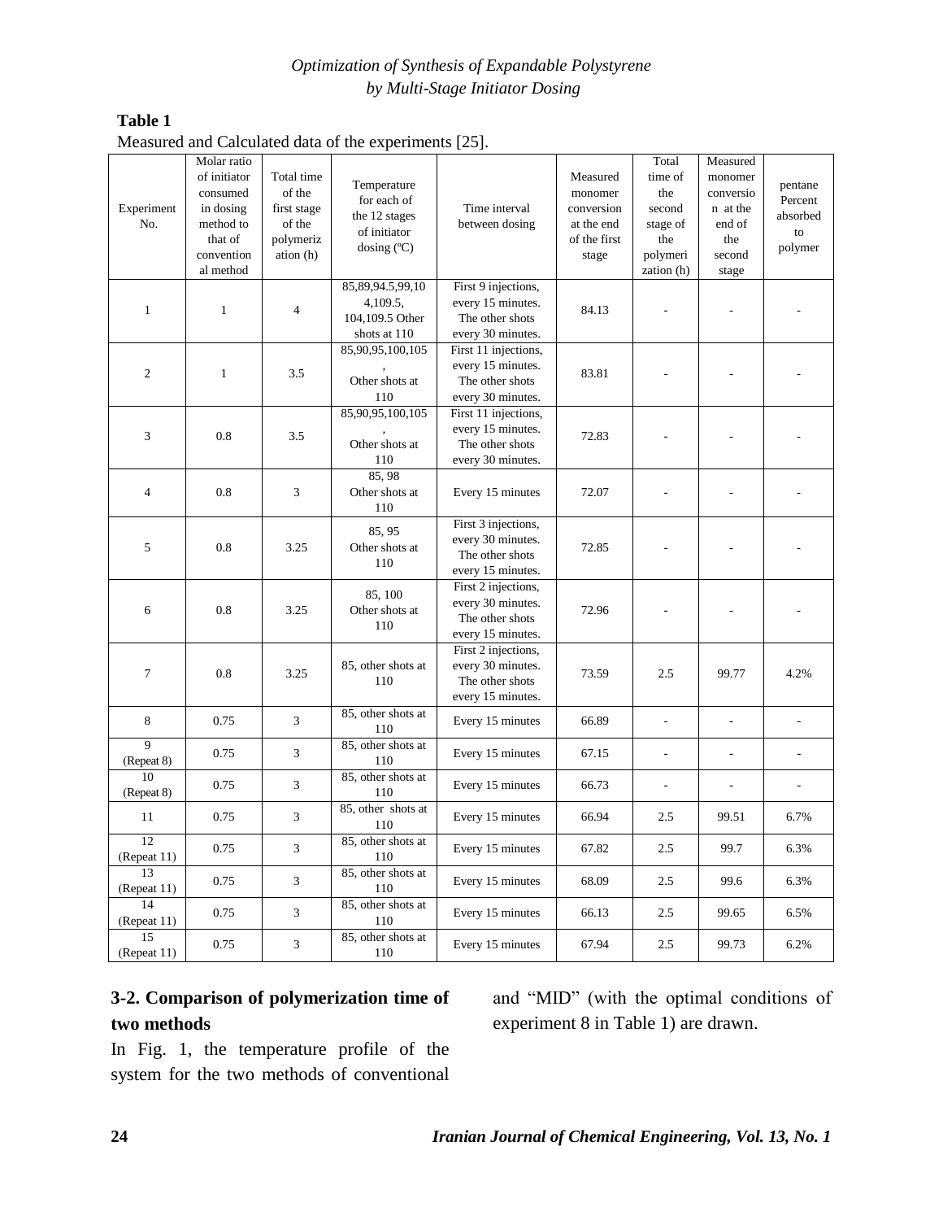**Table 1**

Measured and Calculated data of the experiments [25].

| Experiment No. | Molar ratio of initiator consumed in dosing method to that of conventional method | Total time of the first stage of the polymerization (h) | Temperature for each of the 12 stages of initiator dosing (ºC) | Time interval between dosing | Measured monomer conversion at the end of the first stage | Total time of the second stage of the polymerization (h) | Measured monomer conversion at the end of the second stage | pentane Percent absorbed to polymer |
|---|---|---|---|---|---|---|---|---|
| 1 | 1 | 4 | 85,89,94.5,99,104,109.5, 104,109.5 Other shots at 110 | First 9 injections, every 15 minutes. The other shots every 30 minutes. | 84.13 | - | - | - |
| 2 | 1 | 3.5 | 85,90,95,100,105, Other shots at 110 | First 11 injections, every 15 minutes. The other shots every 30 minutes. | 83.81 | - | - | - |
| 3 | 0.8 | 3.5 | 85,90,95,100,105, Other shots at 110 | First 11 injections, every 15 minutes. The other shots every 30 minutes. | 72.83 | - | - | - |
| 4 | 0.8 | 3 | 85, 98 Other shots at 110 | Every 15 minutes | 72.07 | - | - | - |
| 5 | 0.8 | 3.25 | 85, 95 Other shots at 110 | First 3 injections, every 30 minutes. The other shots every 15 minutes. | 72.85 | - | - | - |
| 6 | 0.8 | 3.25 | 85, 100 Other shots at 110 | First 2 injections, every 30 minutes. The other shots every 15 minutes. | 72.96 | - | - | - |
| 7 | 0.8 | 3.25 | 85, other shots at 110 | First 2 injections, every 30 minutes. The other shots every 15 minutes. | 73.59 | 2.5 | 99.77 | 4.2% |
| 8 | 0.75 | 3 | 85, other shots at 110 | Every 15 minutes | 66.89 | - | - | - |
| 9 (Repeat 8) | 0.75 | 3 | 85, other shots at 110 | Every 15 minutes | 67.15 | - | - | - |
| 10 (Repeat 8) | 0.75 | 3 | 85, other shots at 110 | Every 15 minutes | 66.73 | - | - | - |
| 11 | 0.75 | 3 | 85, other shots at 110 | Every 15 minutes | 66.94 | 2.5 | 99.51 | 6.7% |
| 12 (Repeat 11) | 0.75 | 3 | 85, other shots at 110 | Every 15 minutes | 67.82 | 2.5 | 99.7 | 6.3% |
| 13 (Repeat 11) | 0.75 | 3 | 85, other shots at 110 | Every 15 minutes | 68.09 | 2.5 | 99.6 | 6.3% |
| 14 (Repeat 11) | 0.75 | 3 | 85, other shots at 110 | Every 15 minutes | 66.13 | 2.5 | 99.65 | 6.5% |
| 15 (Repeat 11) | 0.75 | 3 | 85, other shots at 110 | Every 15 minutes | 67.94 | 2.5 | 99.73 | 6.2% |

## 3-2. Comparison of polymerization time of two methods

In Fig. 1, the temperature profile of the system for the two methods of conventional and "MID" (with the optimal conditions of experiment 8 in Table 1) are drawn.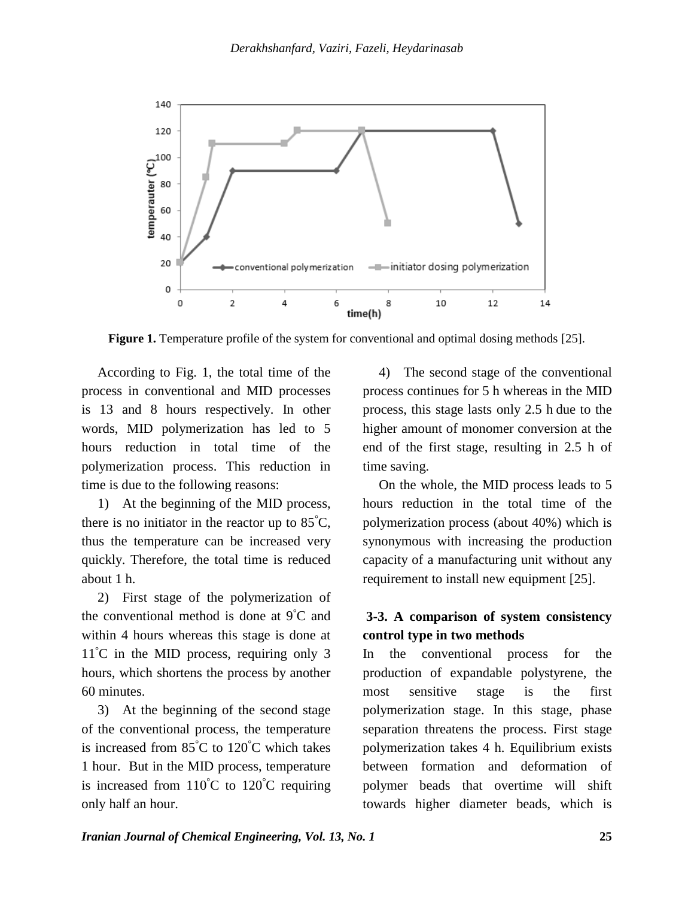**Figure 1.** Temperature profile of the system for conventional and optimal dosing methods [25].

According to Fig. 1, the total time of the process in conventional and MID processes is 13 and 8 hours respectively. In other words, MID polymerization has led to 5 hours reduction in total time of the polymerization process. This reduction in time is due to the following reasons:

1) At the beginning of the MID process, there is no initiator in the reactor up to 85°C, thus the temperature can be increased very quickly. Therefore, the total time is reduced about 1 h.

2) First stage of the polymerization of the conventional method is done at 9°C and within 4 hours whereas this stage is done at 11°C in the MID process, requiring only 3 hours, which shortens the process by another 60 minutes.

3) At the beginning of the second stage of the conventional process, the temperature is increased from 85°C to 120°C which takes 1 hour. But in the MID process, temperature is increased from 110°C to 120°C requiring only half an hour.

4) The second stage of the conventional process continues for 5 h whereas in the MID process, this stage lasts only 2.5 h due to the higher amount of monomer conversion at the end of the first stage, resulting in 2.5 h of time saving.

On the whole, the MID process leads to 5 hours reduction in the total time of the polymerization process (about 40%) which is synonymous with increasing the production capacity of a manufacturing unit without any requirement to install new equipment [25].

### 3-3. A comparison of system consistency control type in two methods

In the conventional process for the production of expandable polystyrene, the most sensitive stage is the first polymerization stage. In this stage, phase separation threatens the process. First stage polymerization takes 4 h. Equilibrium exists between formation and deformation of polymer beads that overtime will shift towards higher diameter beads, which is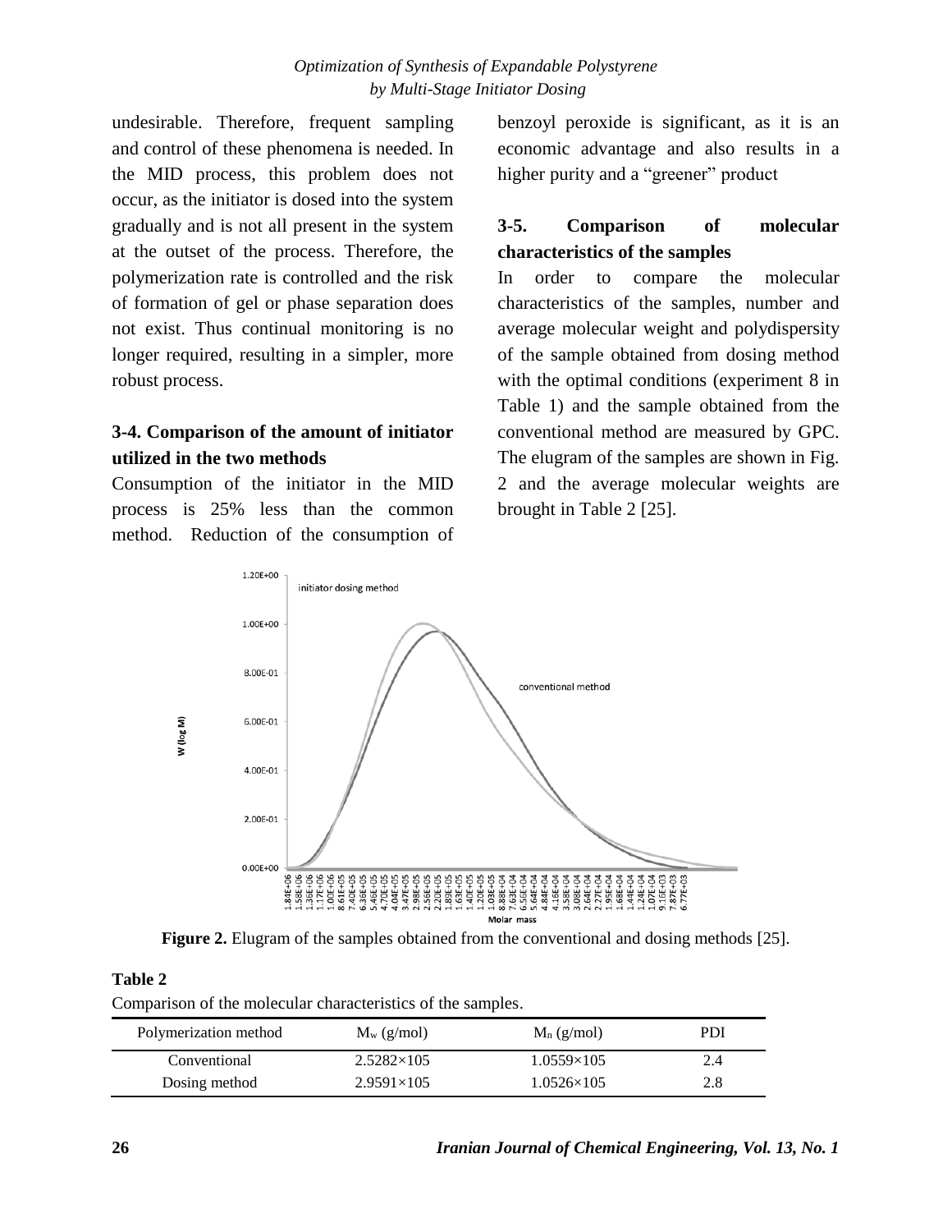undesirable. Therefore, frequent sampling and control of these phenomena is needed. In the MID process, this problem does not occur, as the initiator is dosed into the system gradually and is not all present in the system at the outset of the process. Therefore, the polymerization rate is controlled and the risk of formation of gel or phase separation does not exist. Thus continual monitoring is no longer required, resulting in a simpler, more robust process.

### 3-4. Comparison of the amount of initiator utilized in the two methods

Consumption of the initiator in the MID process is 25% less than the common method. Reduction of the consumption of benzoyl peroxide is significant, as it is an economic advantage and also results in a higher purity and a "greener" product

### 3-5. Comparison of molecular characteristics of the samples

In order to compare the molecular characteristics of the samples, number and average molecular weight and polydispersity of the sample obtained from dosing method with the optimal conditions (experiment 8 in Table 1) and the sample obtained from the conventional method are measured by GPC. The elugram of the samples are shown in Fig. 2 and the average molecular weights are brought in Table 2 [25].

**Figure 2.** Elugram of the samples obtained from the conventional and dosing methods [25].

**Table 2**

Comparison of the molecular characteristics of the samples.

| Polymerization method | $M_w$ (g/mol) | $M_n$ (g/mol) | PDI |
|---|---|---|---|
| Conventional | 2.5282×105 | 1.0559×105 | 2.4 |
| Dosing method | 2.9591×105 | 1.0526×105 | 2.8 |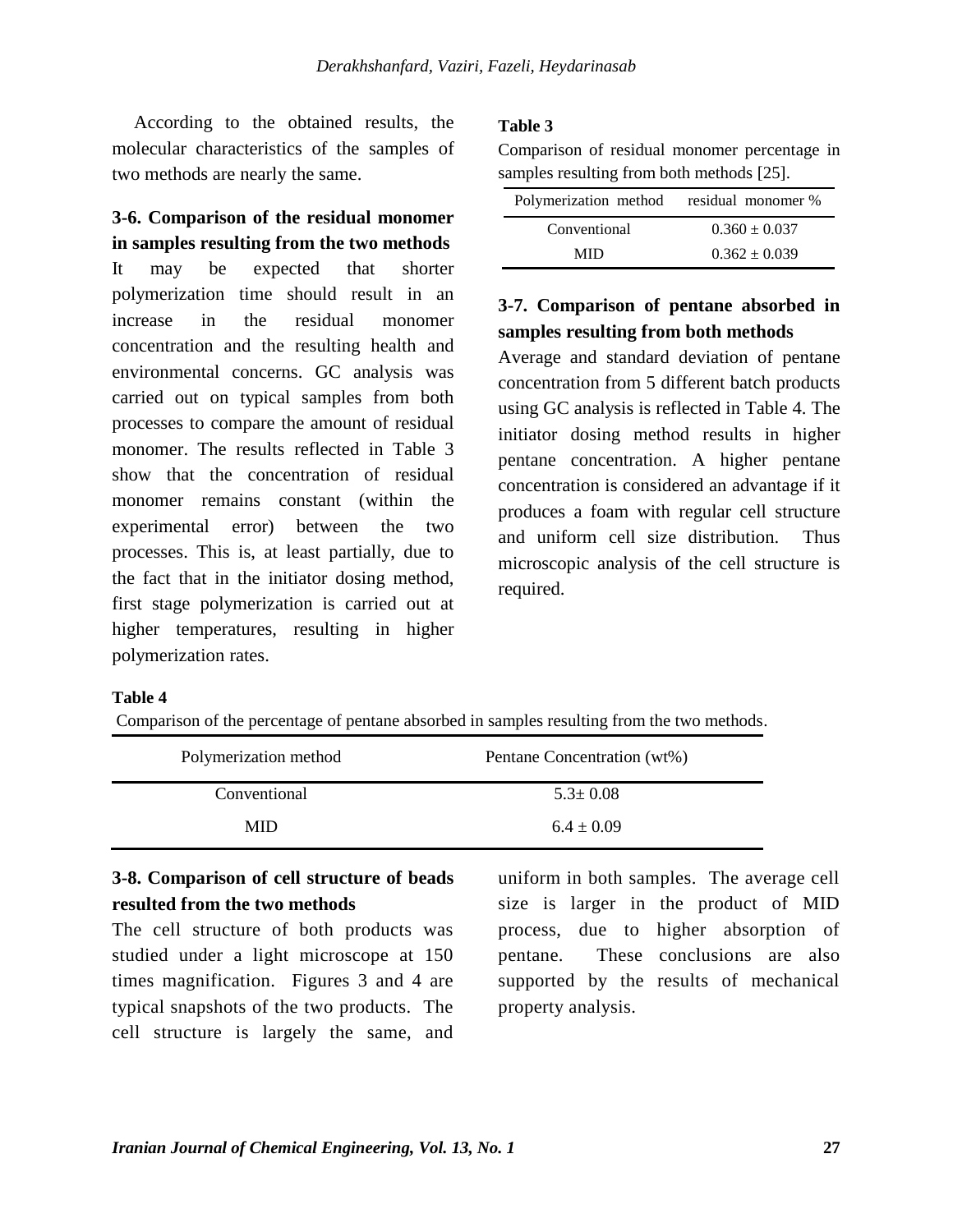According to the obtained results, the molecular characteristics of the samples of two methods are nearly the same.

### 3-6. Comparison of the residual monomer in samples resulting from the two methods

It may be expected that shorter polymerization time should result in an increase in the residual monomer concentration and the resulting health and environmental concerns. GC analysis was carried out on typical samples from both processes to compare the amount of residual monomer. The results reflected in Table 3 show that the concentration of residual monomer remains constant (within the experimental error) between the two processes. This is, at least partially, due to the fact that in the initiator dosing method, first stage polymerization is carried out at higher temperatures, resulting in higher polymerization rates.

**Table 3**

Comparison of residual monomer percentage in samples resulting from both methods [25].

| Polymerization method | residual monomer % |
|---|---|
| Conventional | $0.360 \pm 0.037$ |
| MID | $0.362 \pm 0.039$ |

### 3-7. Comparison of pentane absorbed in samples resulting from both methods

Average and standard deviation of pentane concentration from 5 different batch products using GC analysis is reflected in Table 4. The initiator dosing method results in higher pentane concentration. A higher pentane concentration is considered an advantage if it produces a foam with regular cell structure and uniform cell size distribution. Thus microscopic analysis of the cell structure is required.

**Table 4**

Comparison of the percentage of pentane absorbed in samples resulting from the two methods.

| Polymerization method | Pentane Concentration (wt%) |
|---|---|
| Conventional | $5.3 \pm 0.08$ |
| MID | $6.4 \pm 0.09$ |

### 3-8. Comparison of cell structure of beads resulted from the two methods

The cell structure of both products was studied under a light microscope at 150 times magnification. Figures 3 and 4 are typical snapshots of the two products. The cell structure is largely the same, and uniform in both samples. The average cell size is larger in the product of MID process, due to higher absorption of pentane. These conclusions are also supported by the results of mechanical property analysis.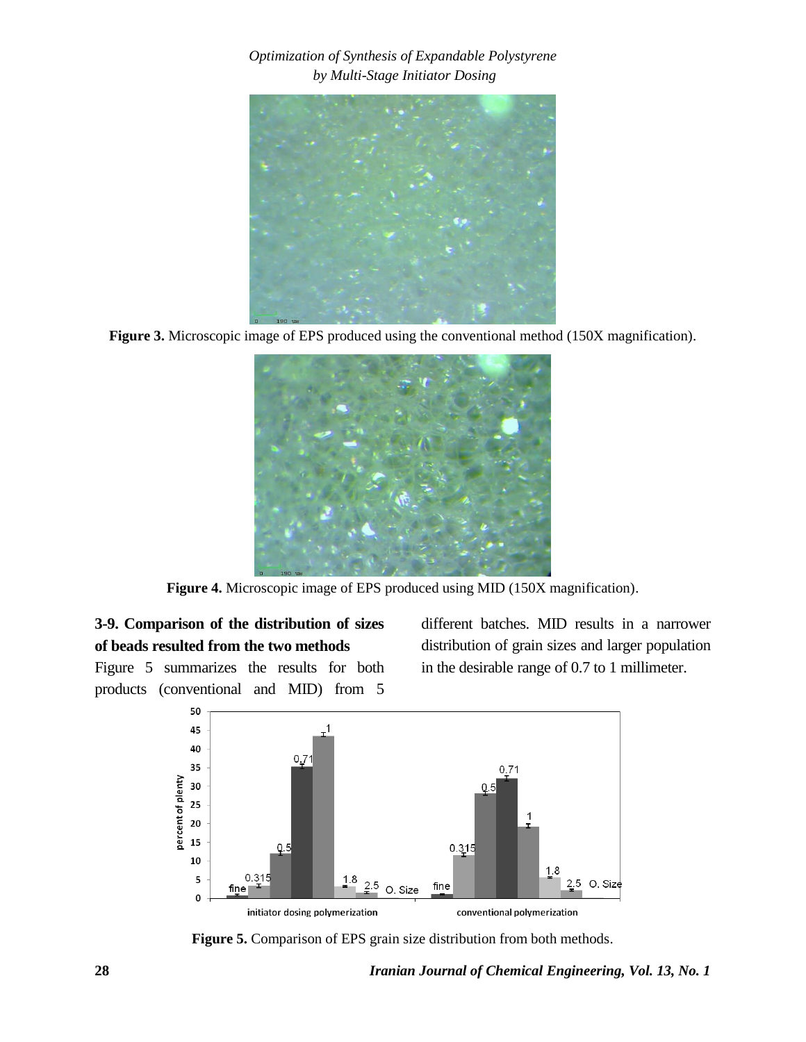Figure 3. Microscopic image of EPS produced using the conventional method (150X magnification).

Figure 4. Microscopic image of EPS produced using MID (150X magnification).

### 3-9. Comparison of the distribution of sizes of beads resulted from the two methods

Figure 5 summarizes the results for both products (conventional and MID) from 5 different batches. MID results in a narrower distribution of grain sizes and larger population in the desirable range of 0.7 to 1 millimeter.

Figure 5. Comparison of EPS grain size distribution from both methods.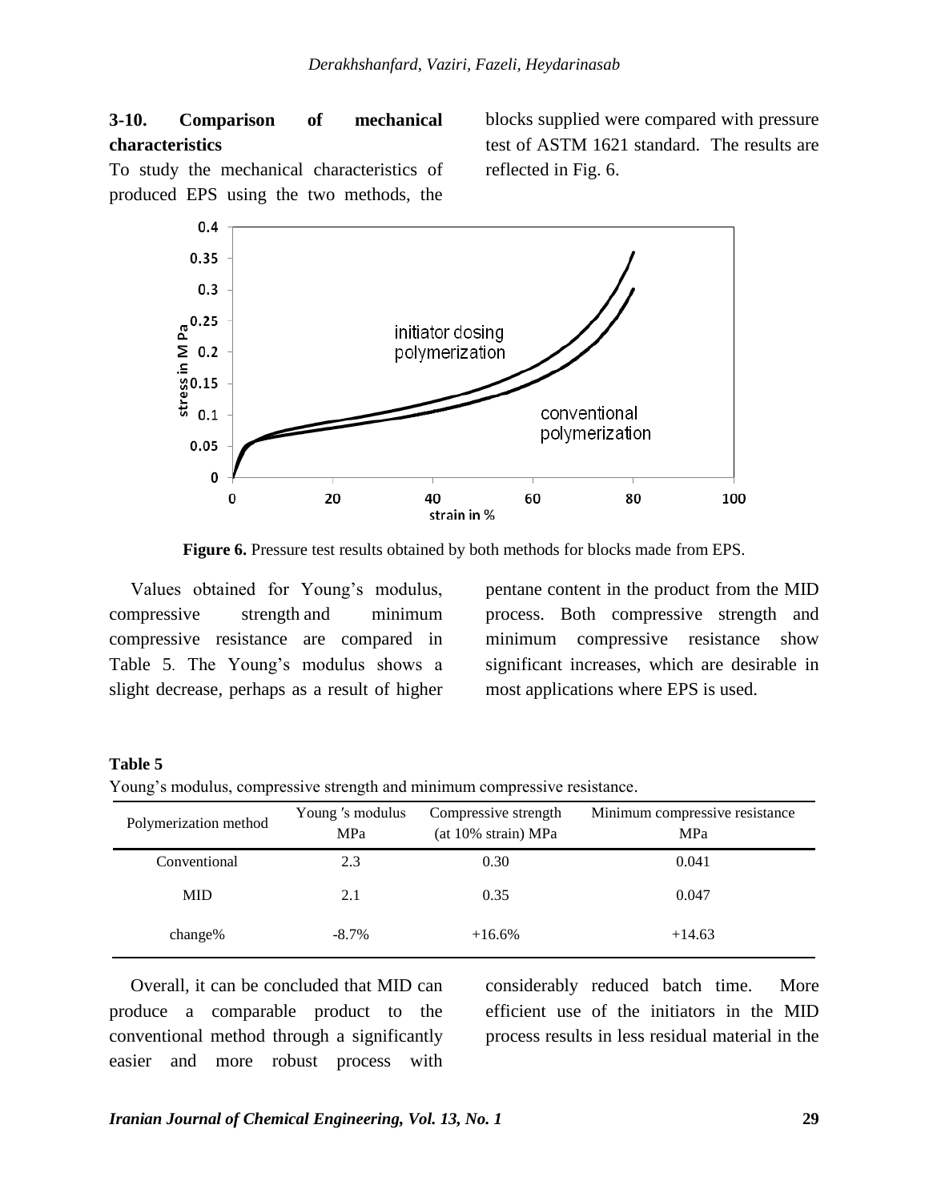### 3-10. Comparison of mechanical characteristics

To study the mechanical characteristics of produced EPS using the two methods, the blocks supplied were compared with pressure test of ASTM 1621 standard. The results are reflected in Fig. 6.

**Figure 6.** Pressure test results obtained by both methods for blocks made from EPS.

Values obtained for Young's modulus, compressive strength and minimum compressive resistance are compared in Table 5. The Young's modulus shows a slight decrease, perhaps as a result of higher pentane content in the product from the MID process. Both compressive strength and minimum compressive resistance show significant increases, which are desirable in most applications where EPS is used.

**Table 5**
Young's modulus, compressive strength and minimum compressive resistance.

| Polymerization method | Young 's modulus MPa | Compressive strength (at 10% strain) MPa | Minimum compressive resistance MPa |
|---|---|---|---|
| Conventional | 2.3 | 0.30 | 0.041 |
| MID | 2.1 | 0.35 | 0.047 |
| change% | -8.7% | +16.6% | +14.63 |

Overall, it can be concluded that MID can produce a comparable product to the conventional method through a significantly easier and more robust process with considerably reduced batch time. More efficient use of the initiators in the MID process results in less residual material in the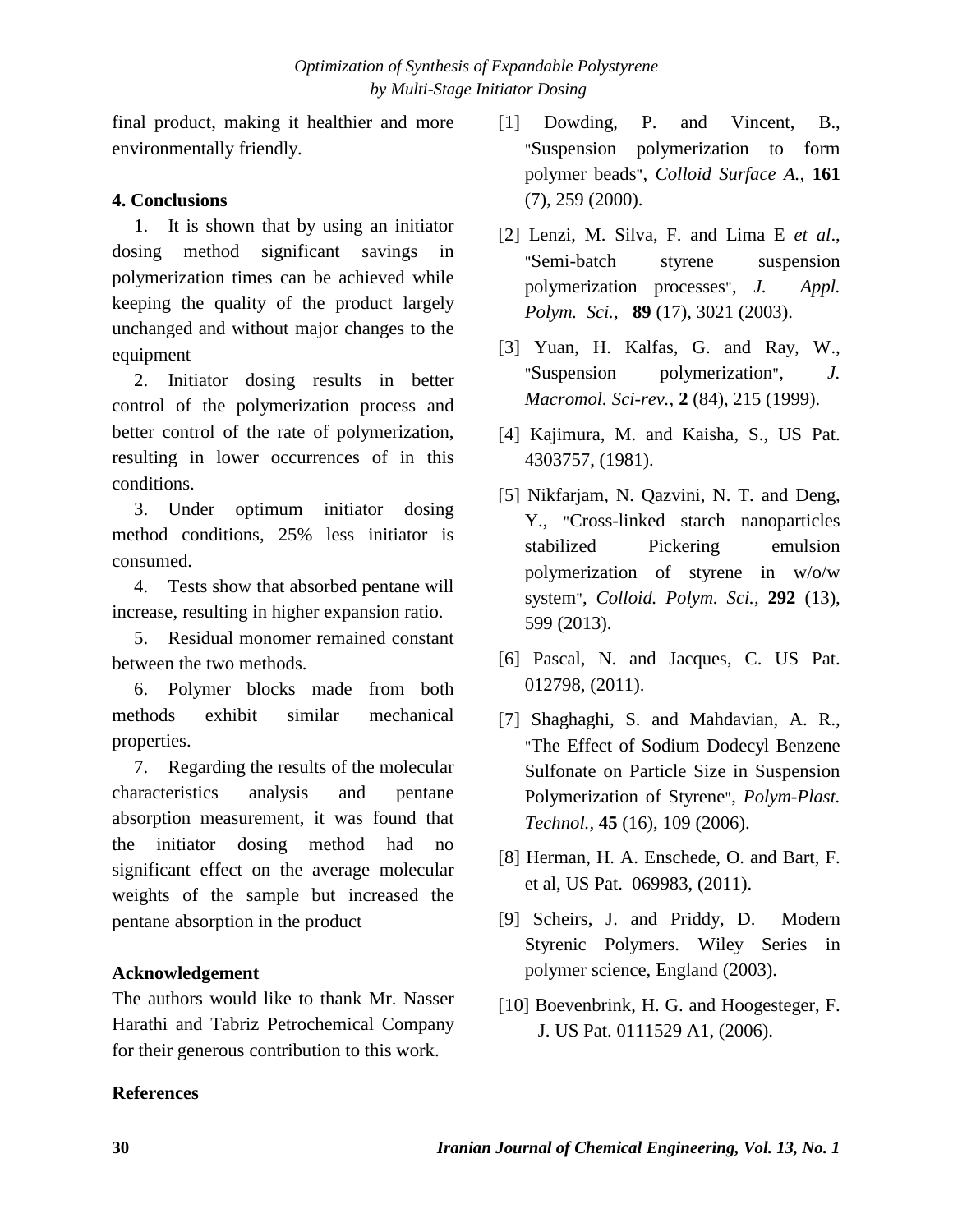final product, making it healthier and more environmentally friendly.

## 4. Conclusions

1. It is shown that by using an initiator dosing method significant savings in polymerization times can be achieved while keeping the quality of the product largely unchanged and without major changes to the equipment

2. Initiator dosing results in better control of the polymerization process and better control of the rate of polymerization, resulting in lower occurrences of in this conditions.

3. Under optimum initiator dosing method conditions, 25% less initiator is consumed.

4. Tests show that absorbed pentane will increase, resulting in higher expansion ratio.

5. Residual monomer remained constant between the two methods.

6. Polymer blocks made from both methods exhibit similar mechanical properties.

7. Regarding the results of the molecular characteristics analysis and pentane absorption measurement, it was found that the initiator dosing method had no significant effect on the average molecular weights of the sample but increased the pentane absorption in the product

## Acknowledgement

The authors would like to thank Mr. Nasser Harathi and Tabriz Petrochemical Company for their generous contribution to this work.

## References

[1] Dowding, P. and Vincent, B., "Suspension polymerization to form polymer beads", *Colloid Surface A.*, **161** (7), 259 (2000).

[2] Lenzi, M. Silva, F. and Lima E *et al*., "Semi-batch styrene suspension polymerization processes", *J. Appl. Polym. Sci.*, **89** (17), 3021 (2003).

[3] Yuan, H. Kalfas, G. and Ray, W., "Suspension polymerization", *J. Macromol. Sci-rev.*, **2** (84), 215 (1999).

[4] Kajimura, M. and Kaisha, S., US Pat. 4303757, (1981).

[5] Nikfarjam, N. Qazvini, N. T. and Deng, Y., "Cross-linked starch nanoparticles stabilized Pickering emulsion polymerization of styrene in w/o/w system", *Colloid. Polym. Sci.*, **292** (13), 599 (2013).

[6] Pascal, N. and Jacques, C. US Pat. 012798, (2011).

[7] Shaghaghi, S. and Mahdavian, A. R., "The Effect of Sodium Dodecyl Benzene Sulfonate on Particle Size in Suspension Polymerization of Styrene", *Polym-Plast. Technol.*, **45** (16), 109 (2006).

[8] Herman, H. A. Enschede, O. and Bart, F. et al, US Pat. 069983, (2011).

[9] Scheirs, J. and Priddy, D. Modern Styrenic Polymers. Wiley Series in polymer science, England (2003).

[10] Boevenbrink, H. G. and Hoogesteger, F. J. US Pat. 0111529 A1, (2006).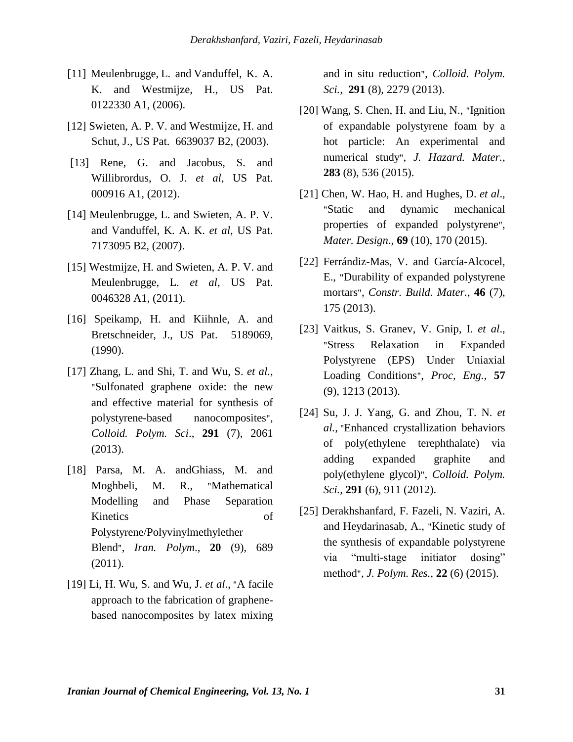[11] Meulenbrugge, L. and Vanduffel, K. A. K. and Westmijze, H., US Pat. 0122330 A1, (2006).

[12] Swieten, A. P. V. and Westmijze, H. and Schut, J., US Pat. 6639037 B2, (2003).

[13] Rene, G. and Jacobus, S. and Willibrordus, O. J. *et al*, US Pat. 000916 A1, (2012).

[14] Meulenbrugge, L. and Swieten, A. P. V. and Vanduffel, K. A. K. *et al*, US Pat. 7173095 B2, (2007).

[15] Westmijze, H. and Swieten, A. P. V. and Meulenbrugge, L. *et al*, US Pat. 0046328 A1, (2011).

[16] Speikamp, H. and Kiihnle, A. and Bretschneider, J., US Pat. 5189069, (1990).

[17] Zhang, L. and Shi, T. and Wu, S. *et al.*, "Sulfonated graphene oxide: the new and effective material for synthesis of polystyrene-based nanocomposites", *Colloid. Polym. Sci*., **291** (7), 2061 (2013).

[18] Parsa, M. A. andGhiass, M. and Moghbeli, M. R., "Mathematical Modelling and Phase Separation Kinetics of Polystyrene/Polyvinylmethylether Blend", *Iran. Polym*., **20** (9), 689 (2011).

[19] Li, H. Wu, S. and Wu, J. *et al*., "A facile approach to the fabrication of graphene-based nanocomposites by latex mixing and in situ reduction", *Colloid. Polym. Sci.,* **291** (8), 2279 (2013).

[20] Wang, S. Chen, H. and Liu, N., "Ignition of expandable polystyrene foam by a hot particle: An experimental and numerical study", *J. Hazard. Mater.,* **283** (8), 536 (2015).

[21] Chen, W. Hao, H. and Hughes, D. *et al*., "Static and dynamic mechanical properties of expanded polystyrene", *Mater. Design*., **69** (10), 170 (2015).

[22] Ferrándiz-Mas, V. and García-Alcocel, E., "Durability of expanded polystyrene mortars", *Constr. Build. Mater.,* **46** (7), 175 (2013).

[23] Vaitkus, S. Granev, V. Gnip, I. *et al*., "Stress Relaxation in Expanded Polystyrene (EPS) Under Uniaxial Loading Conditions", *Proc, Eng.,* **57** (9), 1213 (2013).

[24] Su, J. J. Yang, G. and Zhou, T. N. *et al.*, "Enhanced crystallization behaviors of poly(ethylene terephthalate) via adding expanded graphite and poly(ethylene glycol)", *Colloid. Polym. Sci.,* **291** (6), 911 (2012).

[25] Derakhshanfard, F. Fazeli, N. Vaziri, A. and Heydarinasab, A., "Kinetic study of the synthesis of expandable polystyrene via "multi-stage initiator dosing" method", *J. Polym. Res.,* **22** (6) (2015).